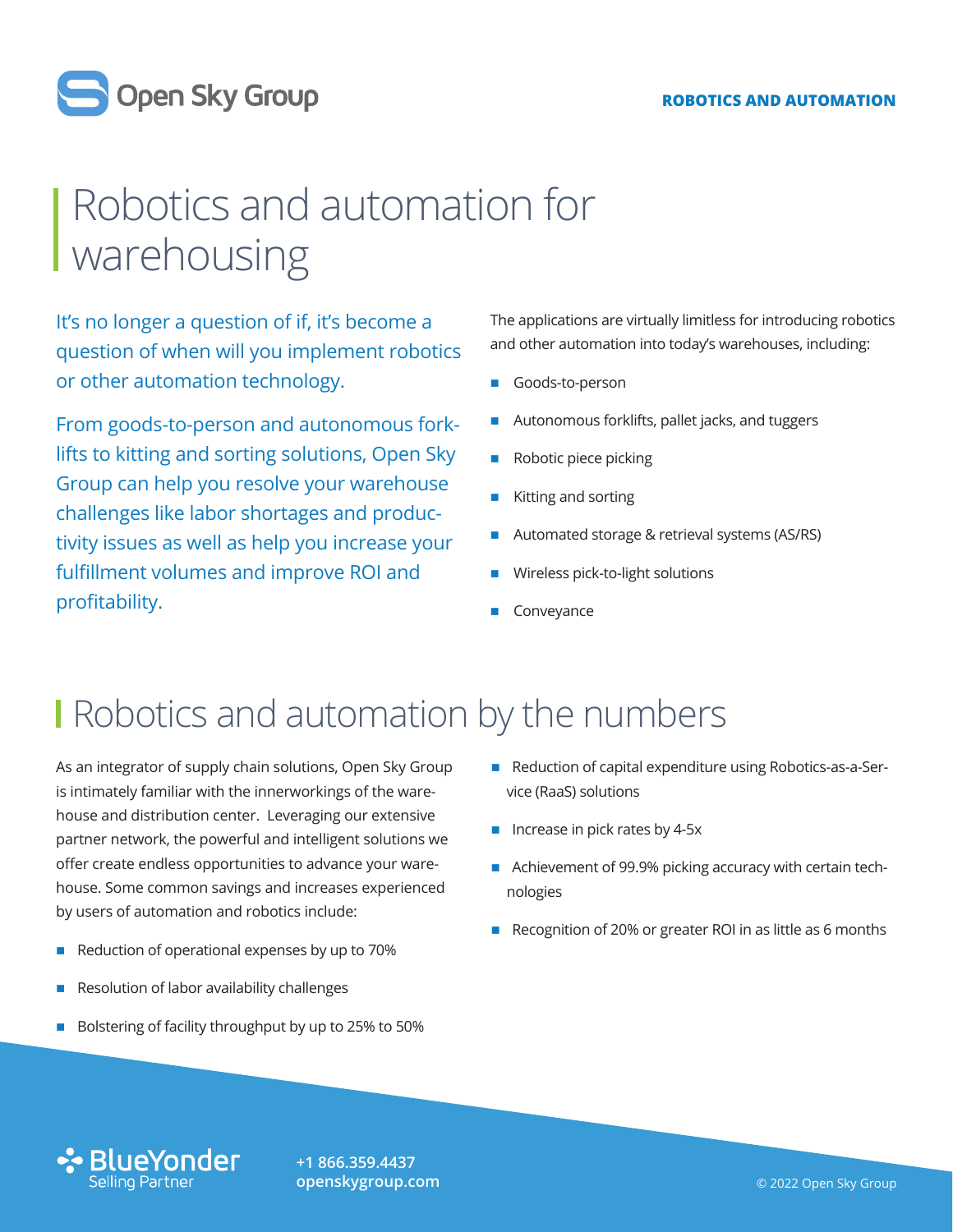Open Sky Group

ROBOTICS AND AUTOMATION

# Robotics and automation for warehousing

It's no longer a question of if, it's become a question of when will you implement robotics or other automation technology.

From goods-to-person and autonomous forklifts to kitting and sorting solutions, Open Sky Group can help you resolve your warehouse challenges like labor shortages and productivity issues as well as help you increase your fulfillment volumes and improve ROI and profitability.

The applications are virtually limitless for introducing robotics and other automation into today's warehouses, including:

- Goods-to-person
- Autonomous forklifts, pallet jacks, and tuggers
- Robotic piece picking
- Kitting and sorting
- Automated storage & retrieval systems (AS/RS)
- Wireless pick-to-light solutions
- Conveyance

# Robotics and automation by the numbers

As an integrator of supply chain solutions, Open Sky Group is intimately familiar with the innerworkings of the warehouse and distribution center. Leveraging our extensive partner network, the powerful and intelligent solutions we offer create endless opportunities to advance your warehouse. Some common savings and increases experienced by users of automation and robotics include:

- Reduction of operational expenses by up to 70%
- Resolution of labor availability challenges
- Bolstering of facility throughput by up to 25% to 50%
- Reduction of capital expenditure using Robotics-as-a-Service (RaaS) solutions
- Increase in pick rates by 4-5x
- Achievement of 99.9% picking accuracy with certain technologies
- Recognition of 20% or greater ROI in as little as 6 months

BlueYonder Selling Partner

+1 866.359.4437
openskygroup.com

© 2022 Open Sky Group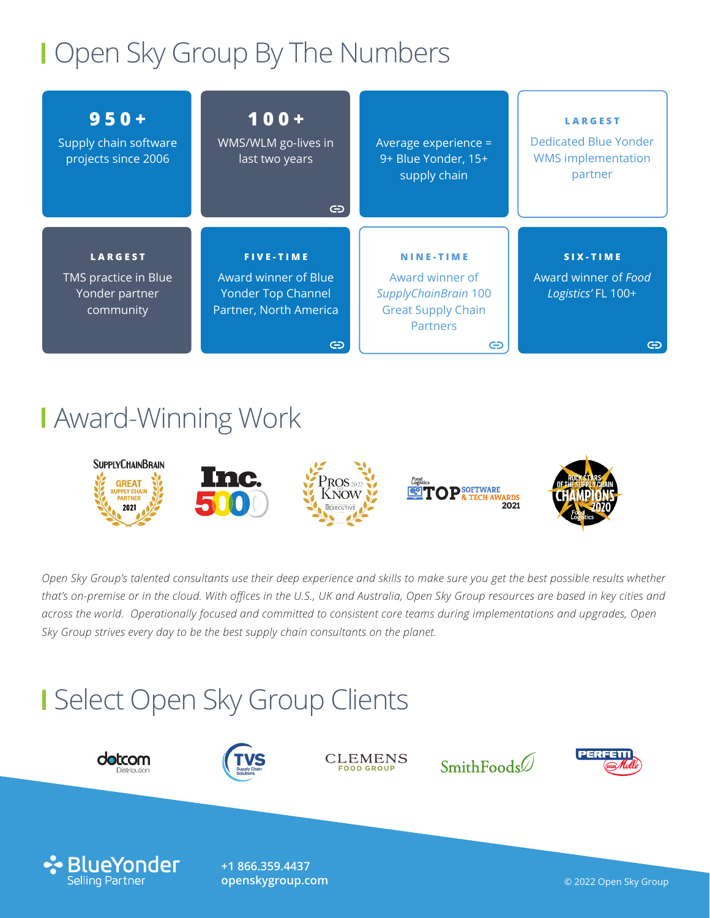# Open Sky Group By The Numbers

**950+**
Supply chain software projects since 2006

**100+**
WMS/WLM go-lives in last two years

Average experience = 9+ Blue Yonder, 15+ supply chain

**LARGEST**
Dedicated Blue Yonder WMS implementation partner

**LARGEST**
TMS practice in Blue Yonder partner community

**FIVE-TIME**
Award winner of Blue Yonder Top Channel Partner, North America

**NINE-TIME**
Award winner of *SupplyChainBrain* 100 Great Supply Chain Partners

**SIX-TIME**
Award winner of *Food Logistics'* FL 100+

# Award-Winning Work

*Open Sky Group's talented consultants use their deep experience and skills to make sure you get the best possible results whether that's on-premise or in the cloud. With offices in the U.S., UK and Australia, Open Sky Group resources are based in key cities and across the world. Operationally focused and committed to consistent core teams during implementations and upgrades, Open Sky Group strives every day to be the best supply chain consultants on the planet.*

# Select Open Sky Group Clients

BlueYonder Selling Partner

+1 866.359.4437
openskygroup.com

© 2022 Open Sky Group